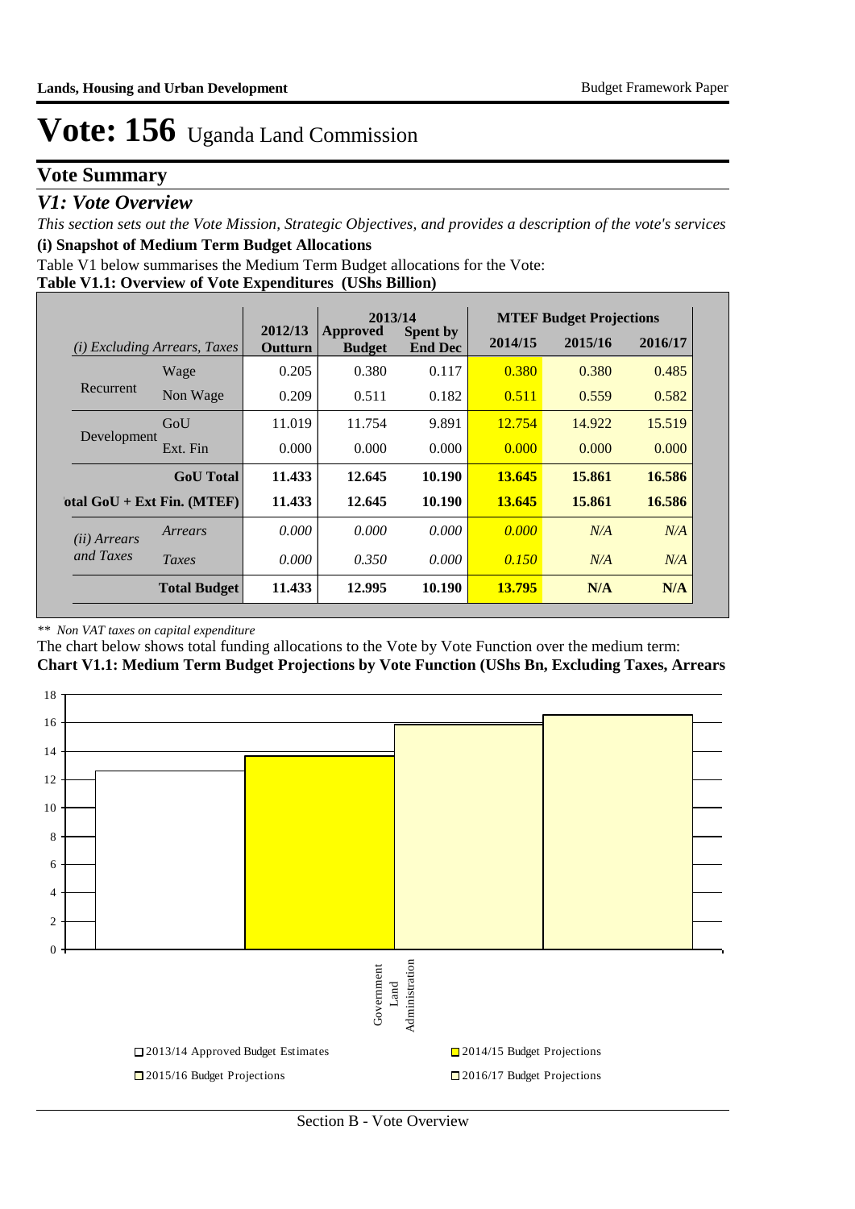# Vote: 156 Uganda Land Commission

## Vote Summary

### *V1: Vote Overview*

*This section sets out the Vote Mission, Strategic Objectives, and provides a description of the vote's services*

**(i) Snapshot of Medium Term Budget Allocations**

Table V1 below summarises the Medium Term Budget allocations for the Vote:

**Table V1.1: Overview of Vote Expenditures (UShs Billion)**

| *(i) Excluding Arrears, Taxes* | | 2012/13 Outturn | 2013/14 Approved Budget | 2013/14 Spent by End Dec | MTEF Budget Projections 2014/15 | 2015/16 | 2016/17 |
|---|---|---|---|---|---|---|---|
| Recurrent | Wage | 0.205 | 0.380 | 0.117 | 0.380 | 0.380 | 0.485 |
| | Non Wage | 0.209 | 0.511 | 0.182 | 0.511 | 0.559 | 0.582 |
| Development | GoU | 11.019 | 11.754 | 9.891 | 12.754 | 14.922 | 15.519 |
| | Ext. Fin | 0.000 | 0.000 | 0.000 | 0.000 | 0.000 | 0.000 |
| | **GoU Total** | **11.433** | **12.645** | **10.190** | **13.645** | **15.861** | **16.586** |
| **otal GoU + Ext Fin. (MTEF)** | | **11.433** | **12.645** | **10.190** | **13.645** | **15.861** | **16.586** |
| *(ii) Arrears and Taxes* | *Arrears* | *0.000* | *0.000* | *0.000* | *0.000* | *N/A* | *N/A* |
| | *Taxes* | *0.000* | *0.350* | *0.000* | *0.150* | *N/A* | *N/A* |
| | **Total Budget** | **11.433** | **12.995** | **10.190** | **13.795** | **N/A** | **N/A** |

*\*\* Non VAT taxes on capital expenditure*

The chart below shows total funding allocations to the Vote by Vote Function over the medium term:

**Chart V1.1: Medium Term Budget Projections by Vote Function (UShs Bn, Excluding Taxes, Arrears**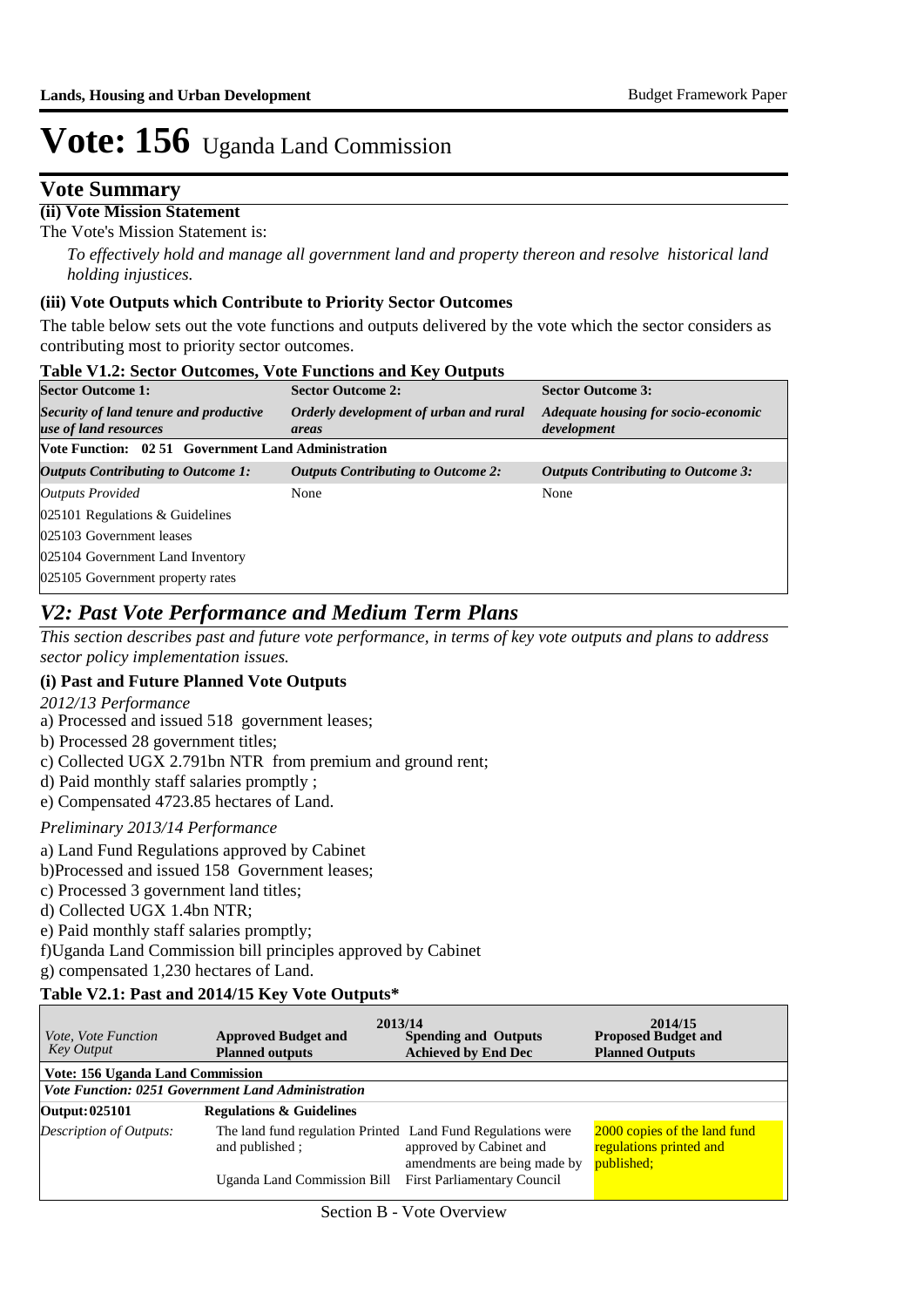# Vote: 156 Uganda Land Commission

## Vote Summary

**(ii) Vote Mission Statement**

The Vote's Mission Statement is:

*To effectively hold and manage all government land and property thereon and resolve historical land holding injustices.*

**(iii) Vote Outputs which Contribute to Priority Sector Outcomes**

The table below sets out the vote functions and outputs delivered by the vote which the sector considers as contributing most to priority sector outcomes.

**Table V1.2: Sector Outcomes, Vote Functions and Key Outputs**

| Sector Outcome 1: | Sector Outcome 2: | Sector Outcome 3: |
|---|---|---|
| ***Security of land tenure and productive use of land resources*** | ***Orderly development of urban and rural areas*** | ***Adequate housing for socio-economic development*** |
| **Vote Function: 02 51 Government Land Administration** | | |
| ***Outputs Contributing to Outcome 1:*** | ***Outputs Contributing to Outcome 2:*** | ***Outputs Contributing to Outcome 3:*** |
| *Outputs Provided* | None | None |
| 025101 Regulations & Guidelines | | |
| 025103 Government leases | | |
| 025104 Government Land Inventory | | |
| 025105 Government property rates | | |

## *V2: Past Vote Performance and Medium Term Plans*

*This section describes past and future vote performance, in terms of key vote outputs and plans to address sector policy implementation issues.*

**(i) Past and Future Planned Vote Outputs**

*2012/13 Performance*

a) Processed and issued 518 government leases;
b) Processed 28 government titles;
c) Collected UGX 2.791bn NTR from premium and ground rent;
d) Paid monthly staff salaries promptly ;
e) Compensated 4723.85 hectares of Land.

*Preliminary 2013/14 Performance*

a) Land Fund Regulations approved by Cabinet
b)Processed and issued 158 Government leases;
c) Processed 3 government land titles;
d) Collected UGX 1.4bn NTR;
e) Paid monthly staff salaries promptly;
f)Uganda Land Commission bill principles approved by Cabinet
g) compensated 1,230 hectares of Land.

**Table V2.1: Past and 2014/15 Key Vote Outputs***

| *Vote, Vote Function Key Output* | **2013/14** Approved Budget and Planned outputs | **2013/14** Spending and Outputs Achieved by End Dec | **2014/15** Proposed Budget and Planned Outputs |
|---|---|---|---|
| **Vote: 156 Uganda Land Commission** | | | |
| ***Vote Function: 0251 Government Land Administration*** | | | |
| **Output: 025101** | **Regulations & Guidelines** | | |
| *Description of Outputs:* | The land fund regulation Printed and published ;<br><br>Uganda Land Commission Bill | Land Fund Regulations were approved by Cabinet and amendments are being made by First Parliamentary Council | 2000 copies of the land fund regulations printed and published; |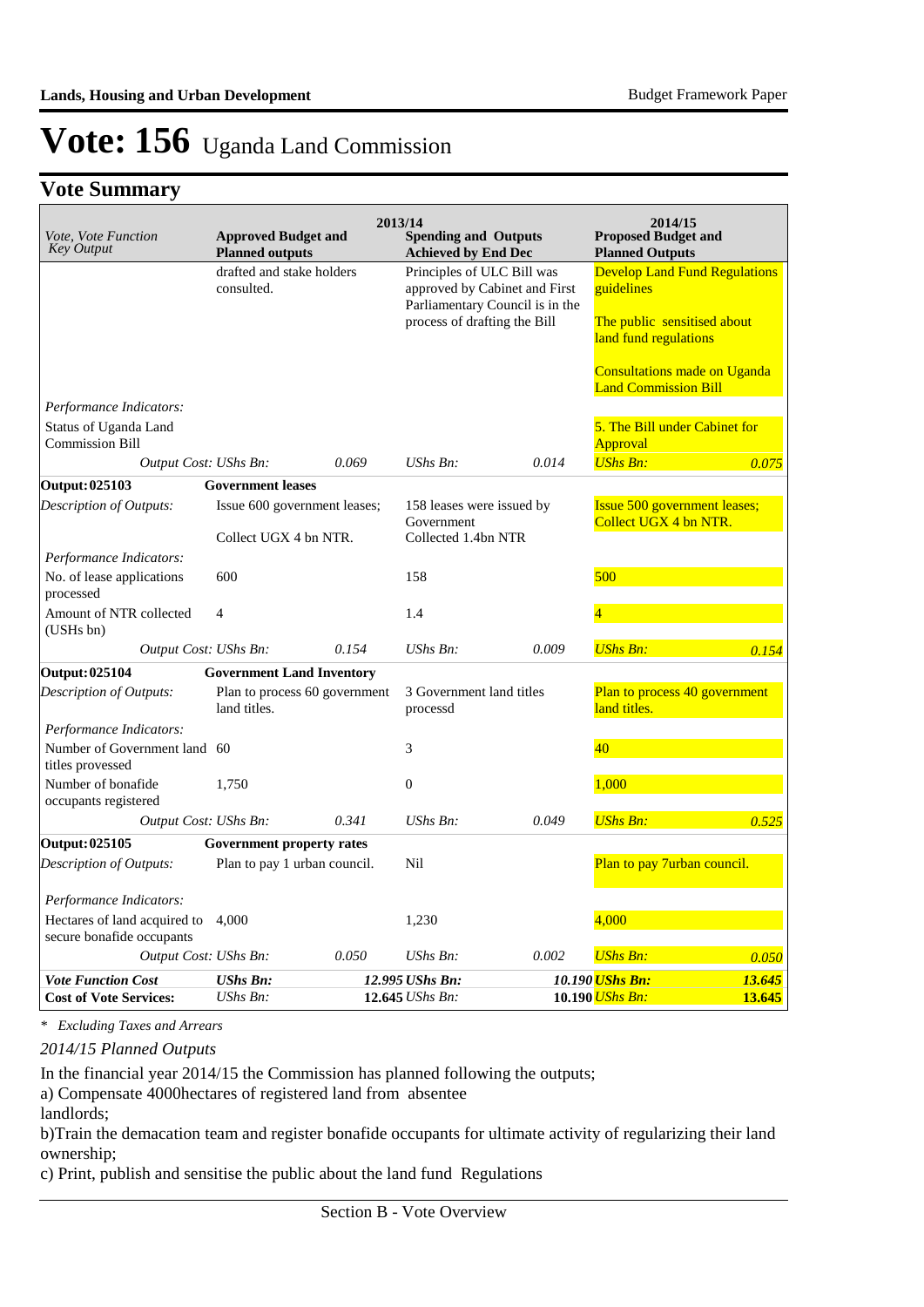# Vote: 156 Uganda Land Commission

## Vote Summary

| Vote, Vote Function Key Output | 2013/14 Approved Budget and Planned outputs | | 2013/14 Spending and Outputs Achieved by End Dec | | 2014/15 Proposed Budget and Planned Outputs | |
|---|---|---|---|---|---|---|
| | drafted and stake holders consulted. | | Principles of ULC Bill was approved by Cabinet and First Parliamentary Council is in the process of drafting the Bill | | Develop Land Fund Regulations guidelines<br><br>The public sensitised about land fund regulations<br><br>Consultations made on Uganda Land Commission Bill | |
| *Performance Indicators:* | | | | | | |
| Status of Uganda Land Commission Bill | | | | | 5. The Bill under Cabinet for Approval | |
| *Output Cost: UShs Bn:* | | *0.069* | *UShs Bn:* | *0.014* | *UShs Bn:* | *0.075* |
| **Output: 025103** | **Government leases** | | | | | |
| *Description of Outputs:* | Issue 600 government leases;<br><br>Collect UGX 4 bn NTR. | | 158 leases were issued by Government<br>Collected 1.4bn NTR | | Issue 500 government leases; Collect UGX 4 bn NTR. | |
| *Performance Indicators:* | | | | | | |
| No. of lease applications processed | 600 | | 158 | | 500 | |
| Amount of NTR collected (UShs bn) | 4 | | 1.4 | | 4 | |
| *Output Cost: UShs Bn:* | | *0.154* | *UShs Bn:* | *0.009* | *UShs Bn:* | *0.154* |
| **Output: 025104** | **Government Land Inventory** | | | | | |
| *Description of Outputs:* | Plan to process 60 government land titles. | | 3 Government land titles processd | | Plan to process 40 government land titles. | |
| *Performance Indicators:* | | | | | | |
| Number of Government land titles processed | 60 | | 3 | | 40 | |
| Number of bonafide occupants registered | 1,750 | | 0 | | 1,000 | |
| *Output Cost: UShs Bn:* | | *0.341* | *UShs Bn:* | *0.049* | *UShs Bn:* | *0.525* |
| **Output: 025105** | **Government property rates** | | | | | |
| *Description of Outputs:* | Plan to pay 1 urban council. | | Nil | | Plan to pay 7urban council. | |
| *Performance Indicators:* | | | | | | |
| Hectares of land acquired to secure bonafide occupants | 4,000 | | 1,230 | | 4,000 | |
| *Output Cost: UShs Bn:* | | *0.050* | *UShs Bn:* | *0.002* | *UShs Bn:* | *0.050* |
| ***Vote Function Cost*** | ***UShs Bn:*** | ***12.995*** | ***UShs Bn:*** | ***10.190*** | ***UShs Bn:*** | **13.645** |
| **Cost of Vote Services:** | *UShs Bn:* | **12.645** | *UShs Bn:* | **10.190** | *UShs Bn:* | **13.645** |

*\* Excluding Taxes and Arrears*

*2014/15 Planned Outputs*

In the financial year 2014/15 the Commission has planned following the outputs;
a) Compensate 4000hectares of registered land from absentee landlords;
b)Train the demacation team and register bonafide occupants for ultimate activity of regularizing their land ownership;
c) Print, publish and sensitise the public about the land fund Regulations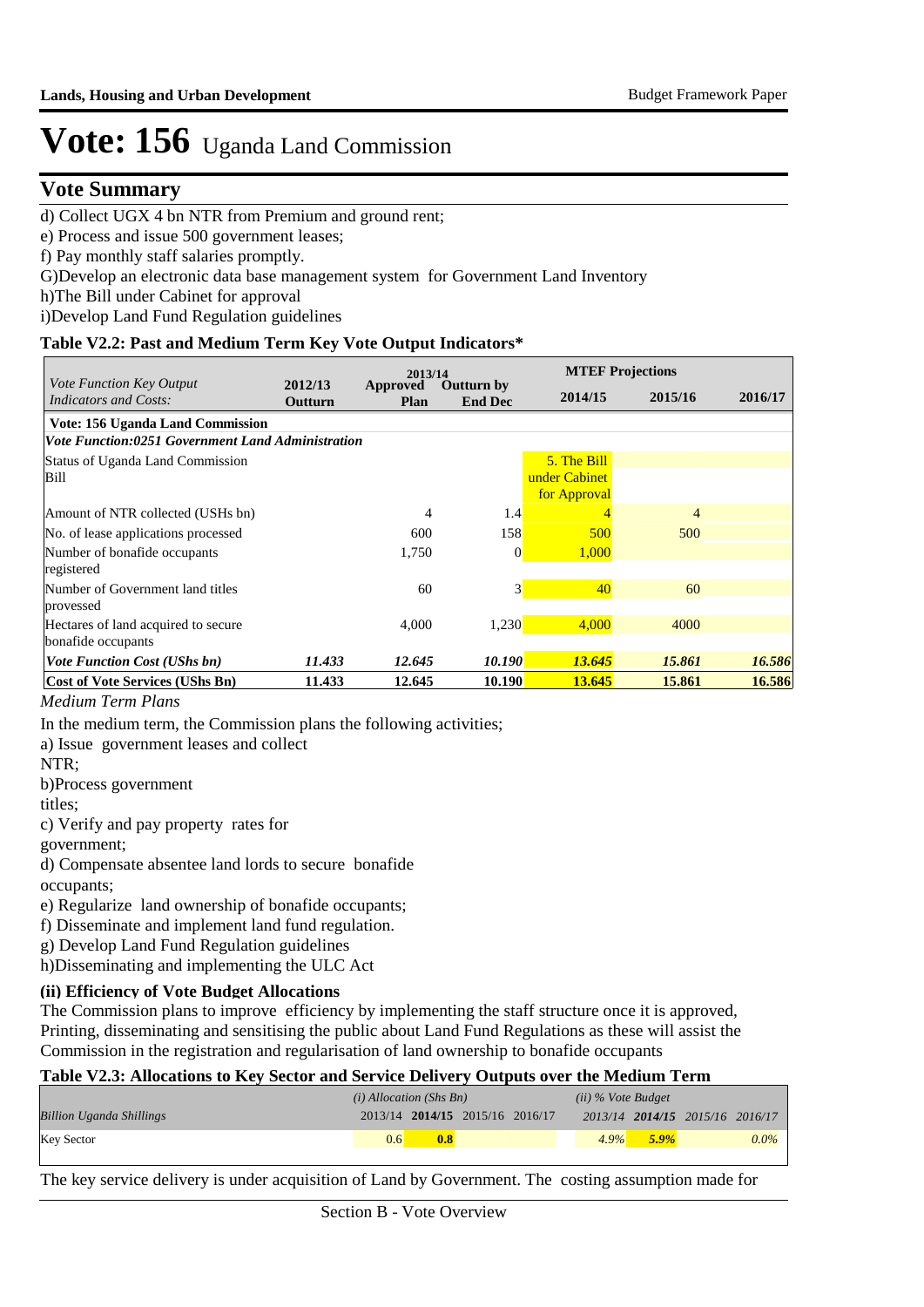# Vote: 156 Uganda Land Commission

## Vote Summary

d) Collect UGX 4 bn NTR from Premium and ground rent;
e) Process and issue 500 government leases;
f) Pay monthly staff salaries promptly.
G)Develop an electronic data base management system for Government Land Inventory
h)The Bill under Cabinet for approval
i)Develop Land Fund Regulation guidelines

**Table V2.2: Past and Medium Term Key Vote Output Indicators***

| *Vote Function Key Output Indicators and Costs:* | 2012/13 Outturn | 2013/14 Approved Plan | 2013/14 Outturn by End Dec | MTEF Projections 2014/15 | 2015/16 | 2016/17 |
|---|---|---|---|---|---|---|
| **Vote: 156 Uganda Land Commission** | | | | | | |
| ***Vote Function:0251 Government Land Administration*** | | | | | | |
| Status of Uganda Land Commission Bill | | | | 5. The Bill under Cabinet for Approval | | |
| Amount of NTR collected (USHs bn) | | 4 | 1.4 | 4 | 4 | |
| No. of lease applications processed | | 600 | 158 | 500 | 500 | |
| Number of bonafide occupants registered | | 1,750 | 0 | 1,000 | | |
| Number of Government land titles prossesed | | 60 | 3 | 40 | 60 | |
| Hectares of land acquired to secure bonafide occupants | | 4,000 | 1,230 | 4,000 | 4000 | |
| ***Vote Function Cost (UShs bn)*** | ***11.433*** | ***12.645*** | ***10.190*** | ***13.645*** | ***15.861*** | ***16.586*** |
| **Cost of Vote Services (UShs Bn)** | **11.433** | **12.645** | **10.190** | **13.645** | **15.861** | **16.586** |

*Medium Term Plans*

In the medium term, the Commission plans the following activities;
a) Issue government leases and collect
NTR;
b)Process government
titles;
c) Verify and pay property rates for
government;
d) Compensate absentee land lords to secure bonafide
occupants;
e) Regularize land ownership of bonafide occupants;
f) Disseminate and implement land fund regulation.
g) Develop Land Fund Regulation guidelines
h)Disseminating and implementing the ULC Act

**(ii) Efficiency of Vote Budget Allocations**

The Commission plans to improve efficiency by implementing the staff structure once it is approved, Printing, disseminating and sensitising the public about Land Fund Regulations as these will assist the Commission in the registration and regularisation of land ownership to bonafide occupants

**Table V2.3: Allocations to Key Sector and Service Delivery Outputs over the Medium Term**

| *Billion Uganda Shillings* | *(i) Allocation (Shs Bn)* 2013/14 | **2014/15** | 2015/16 | 2016/17 | *(ii) % Vote Budget* 2013/14 | **2014/15** | 2015/16 | 2016/17 |
|---|---|---|---|---|---|---|---|---|
| Key Sector | 0.6 | **0.8** | | | *4.9%* | ***5.9%*** | | *0.0%* |

The key service delivery is under acquisition of Land by Government. The costing assumption made for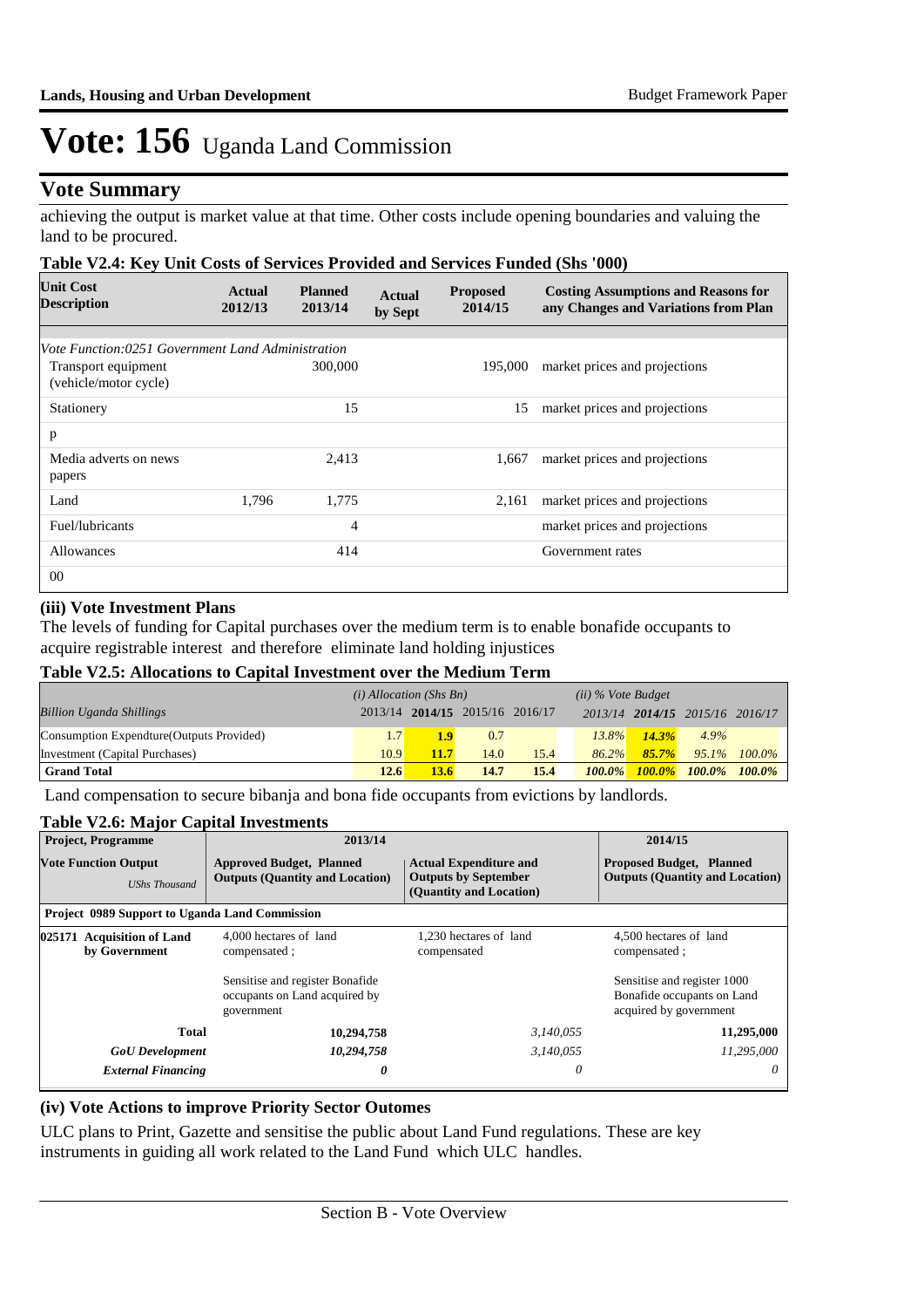# Vote: 156 Uganda Land Commission

## Vote Summary

achieving the output is market value at that time. Other costs include opening boundaries and valuing the land to be procured.

**Table V2.4: Key Unit Costs of Services Provided and Services Funded (Shs '000)**

| Unit Cost Description | Actual 2012/13 | Planned 2013/14 | Actual by Sept | Proposed 2014/15 | Costing Assumptions and Reasons for any Changes and Variations from Plan |
|---|---|---|---|---|---|
| *Vote Function:0251 Government Land Administration* | | | | | |
| Transport equipment (vehicle/motor cycle) | | 300,000 | | 195,000 | market prices and projections |
| Stationery | | 15 | | 15 | market prices and projections |
| p | | | | | |
| Media adverts on news papers | | 2,413 | | 1,667 | market prices and projections |
| Land | 1,796 | 1,775 | | 2,161 | market prices and projections |
| Fuel/lubricants | | 4 | | | market prices and projections |
| Allowances | | 414 | | | Government rates |
| 00 | | | | | |

### (iii) Vote Investment Plans

The levels of funding for Capital purchases over the medium term is to enable bonafide occupants to acquire registrable interest and therefore eliminate land holding injustices

**Table V2.5: Allocations to Capital Investment over the Medium Term**

| *Billion Uganda Shillings* | *(i) Allocation (Shs Bn)* 2013/14 | **2014/15** | 2015/16 | 2016/17 | *(ii) % Vote Budget* 2013/14 | **2014/15** | 2015/16 | 2016/17 |
|---|---|---|---|---|---|---|---|---|
| Consumption Expendture(Outputs Provided) | 1.7 | **1.9** | 0.7 | | 13.8% | **14.3%** | 4.9% | |
| Investment (Capital Purchases) | 10.9 | **11.7** | 14.0 | 15.4 | 86.2% | **85.7%** | 95.1% | 100.0% |
| **Grand Total** | **12.6** | **13.6** | **14.7** | **15.4** | **100.0%** | **100.0%** | **100.0%** | **100.0%** |

Land compensation to secure bibanja and bona fide occupants from evictions by landlords.

**Table V2.6: Major Capital Investments**

| Project, Programme | 2013/14 | | 2014/15 |
|---|---|---|---|
| **Vote Function Output** *UShs Thousand* | **Approved Budget, Planned Outputs (Quantity and Location)** | **Actual Expenditure and Outputs by September (Quantity and Location)** | **Proposed Budget, Planned Outputs (Quantity and Location)** |
| **Project 0989 Support to Uganda Land Commission** | | | |
| **025171 Acquisition of Land by Government** | 4,000 hectares of land compensated ;<br><br>Sensitise and register Bonafide occupants on Land acquired by government | 1,230 hectares of land compensated | 4,500 hectares of land compensated ;<br><br>Sensitise and register 1000 Bonafide occupants on Land acquired by government |
| **Total** | **10,294,758** | *3,140,055* | **11,295,000** |
| ***GoU Development*** | ***10,294,758*** | *3,140,055* | *11,295,000* |
| ***External Financing*** | ***0*** | *0* | *0* |

### (iv) Vote Actions to improve Priority Sector Outomes

ULC plans to Print, Gazette and sensitise the public about Land Fund regulations. These are key instruments in guiding all work related to the Land Fund which ULC handles.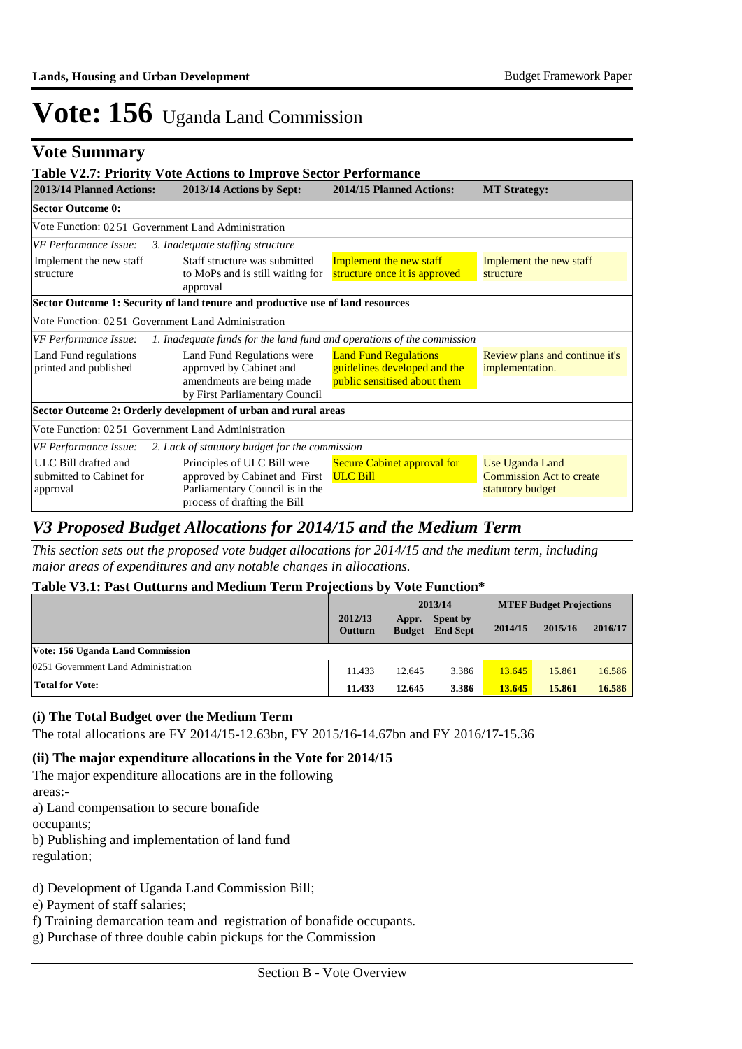# Vote: 156 Uganda Land Commission

## Vote Summary

**Table V2.7: Priority Vote Actions to Improve Sector Performance**

| 2013/14 Planned Actions: | 2013/14 Actions by Sept: | 2014/15 Planned Actions: | MT Strategy: |
|---|---|---|---|
| **Sector Outcome 0:** | | | |
| Vote Function: 02 51 Government Land Administration | | | |
| *VF Performance Issue: 3. Inadequate staffing structure* | | | |
| Implement the new staff structure | Staff structure was submitted to MoPs and is still waiting for approval | Implement the new staff structure once it is approved | Implement the new staff structure |
| **Sector Outcome 1: Security of land tenure and productive use of land resources** | | | |
| Vote Function: 02 51 Government Land Administration | | | |
| *VF Performance Issue: 1. Inadequate funds for the land fund and operations of the commission* | | | |
| Land Fund regulations printed and published | Land Fund Regulations were approved by Cabinet and amendments are being made by First Parliamentary Council | Land Fund Regulations guidelines developed and the public sensitised about them | Review plans and continue it's implementation. |
| **Sector Outcome 2: Orderly development of urban and rural areas** | | | |
| Vote Function: 02 51 Government Land Administration | | | |
| *VF Performance Issue: 2. Lack of statutory budget for the commission* | | | |
| ULC Bill drafted and submitted to Cabinet for approval | Principles of ULC Bill were approved by Cabinet and First Parliamentary Council is in the process of drafting the Bill | Secure Cabinet approval for ULC Bill | Use Uganda Land Commission Act to create statutory budget |

## *V3 Proposed Budget Allocations for 2014/15 and the Medium Term*

*This section sets out the proposed vote budget allocations for 2014/15 and the medium term, including major areas of expenditures and any notable changes in allocations.*

**Table V3.1: Past Outturns and Medium Term Projections by Vote Function\***

| | 2012/13 Outturn | 2013/14 Appr. Budget | 2013/14 Spent by End Sept | MTEF Budget Projections 2014/15 | 2015/16 | 2016/17 |
|---|---|---|---|---|---|---|
| **Vote: 156 Uganda Land Commission** | | | | | | |
| 0251 Government Land Administration | 11.433 | 12.645 | 3.386 | 13.645 | 15.861 | 16.586 |
| **Total for Vote:** | **11.433** | **12.645** | **3.386** | **13.645** | **15.861** | **16.586** |

### (i) The Total Budget over the Medium Term

The total allocations are FY 2014/15-12.63bn, FY 2015/16-14.67bn and FY 2016/17-15.36

### (ii) The major expenditure allocations in the Vote for 2014/15

The major expenditure allocations are in the following areas:-

a) Land compensation to secure bonafide occupants;

b) Publishing and implementation of land fund regulation;

d) Development of Uganda Land Commission Bill;

e) Payment of staff salaries;

f) Training demarcation team and registration of bonafide occupants.

g) Purchase of three double cabin pickups for the Commission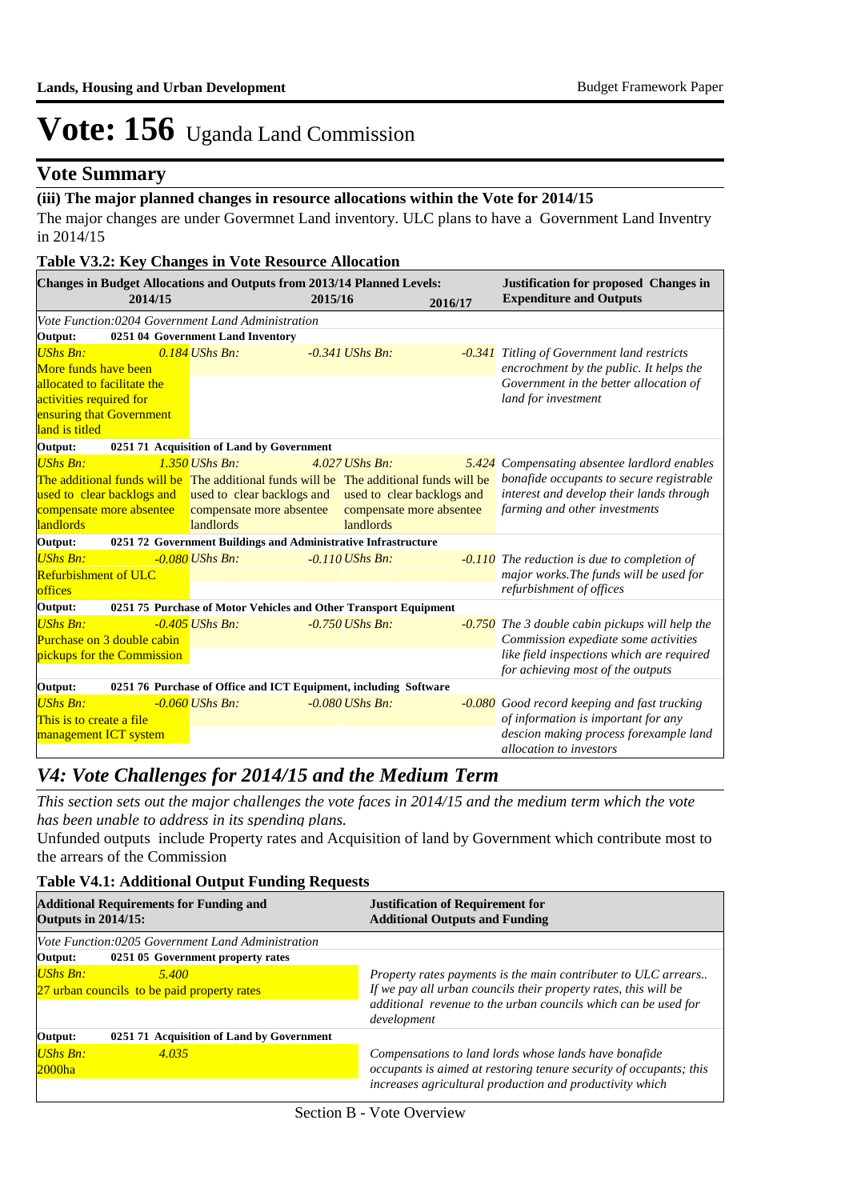# Vote: 156 Uganda Land Commission

## Vote Summary

### (iii) The major planned changes in resource allocations within the Vote for 2014/15

The major changes are under Governmnet Land inventory. ULC plans to have a Government Land Inventry in 2014/15

**Table V3.2: Key Changes in Vote Resource Allocation**

| Changes in Budget Allocations and Outputs from 2013/14 Planned Levels: 2014/15 | 2015/16 | 2016/17 | Justification for proposed Changes in Expenditure and Outputs |
|---|---|---|---|
| *Vote Function:0204 Government Land Administration* | | | |
| **Output: 0251 04 Government Land Inventory** | | | |
| *UShs Bn: 0.184* More funds have been allocated to facilitate the activities required for ensuring that Government land is titled | *UShs Bn: -0.341* | *UShs Bn: -0.341* | *Titling of Government land restricts encrochment by the public. It helps the Government in the better allocation of land for investment* |
| **Output: 0251 71 Acquisition of Land by Government** | | | |
| *UShs Bn: 1.350* The additional funds will be used to clear backlogs and compensate more absentee landlords | *UShs Bn: 4.027* The additional funds will be used to clear backlogs and compensate more absentee landlords | *UShs Bn: 5.424* The additional funds will be used to clear backlogs and compensate more absentee landlords | *Compensating absentee lardlord enables bonafide occupants to secure registrable interest and develop their lands through farming and other investments* |
| **Output: 0251 72 Government Buildings and Administrative Infrastructure** | | | |
| *UShs Bn: -0.080* Refurbishment of ULC offices | *UShs Bn: -0.110* | *UShs Bn: -0.110* | *The reduction is due to completion of major works.The funds will be used for refurbishment of offices* |
| **Output: 0251 75 Purchase of Motor Vehicles and Other Transport Equipment** | | | |
| *UShs Bn: -0.405* Purchase on 3 double cabin pickups for the Commission | *UShs Bn: -0.750* | *UShs Bn: -0.750* | *The 3 double cabin pickups will help the Commission expediate some activities like field inspections which are required for achieving most of the outputs* |
| **Output: 0251 76 Purchase of Office and ICT Equipment, including Software** | | | |
| *UShs Bn: -0.060* This is to create a file management ICT system | *UShs Bn: -0.080* | *UShs Bn: -0.080* | *Good record keeping and fast trucking of information is important for any descion making process forexample land allocation to investors* |

## *V4: Vote Challenges for 2014/15 and the Medium Term*

*This section sets out the major challenges the vote faces in 2014/15 and the medium term which the vote has been unable to address in its spending plans.*

Unfunded outputs include Property rates and Acquisition of land by Government which contribute most to the arrears of the Commission

**Table V4.1: Additional Output Funding Requests**

| Additional Requirements for Funding and Outputs in 2014/15: | Justification of Requirement for Additional Outputs and Funding |
|---|---|
| *Vote Function:0205 Government Land Administration* | |
| **Output: 0251 05 Government property rates** | |
| *UShs Bn: 5.400* 27 urban councils to be paid property rates | *Property rates payments is the main contributer to ULC arrears.. If we pay all urban councils their property rates, this will be additional revenue to the urban councils which can be used for development* |
| **Output: 0251 71 Acquisition of Land by Government** | |
| *UShs Bn: 4.035* 2000ha | *Compensations to land lords whose lands have bonafide occupants is aimed at restoring tenure security of occupants; this increases agricultural production and productivity which* |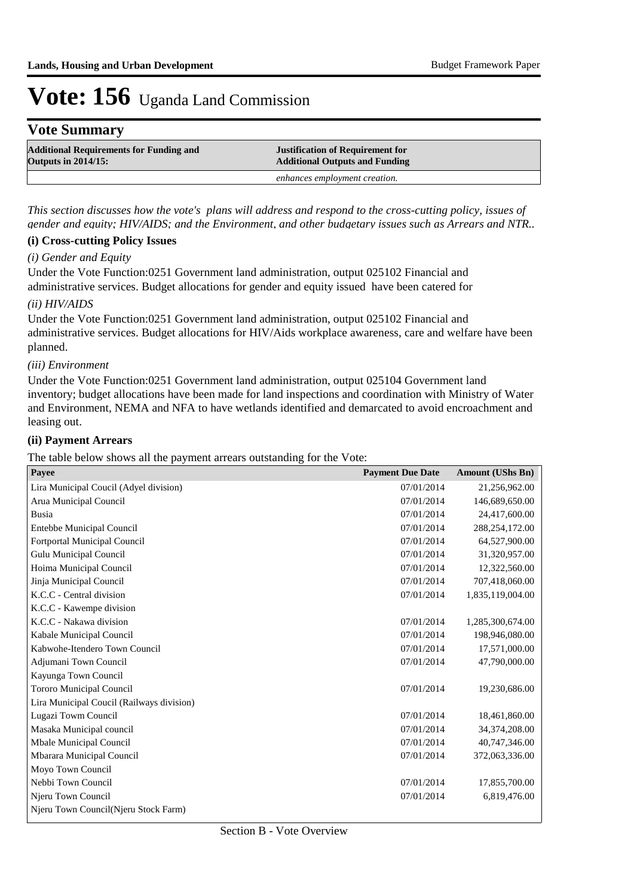# Vote: 156 Uganda Land Commission

## Vote Summary

| Additional Requirements for Funding and Outputs in 2014/15: | Justification of Requirement for Additional Outputs and Funding |
|---|---|
| | *enhances employment creation.* |

*This section discusses how the vote's plans will address and respond to the cross-cutting policy, issues of gender and equity; HIV/AIDS; and the Environment, and other budgetary issues such as Arrears and NTR..*

### (i) Cross-cutting Policy Issues

*(i) Gender and Equity*

Under the Vote Function:0251 Government land administration, output 025102 Financial and administrative services. Budget allocations for gender and equity issued have been catered for

*(ii) HIV/AIDS*

Under the Vote Function:0251 Government land administration, output 025102 Financial and administrative services. Budget allocations for HIV/Aids workplace awareness, care and welfare have been planned.

*(iii) Environment*

Under the Vote Function:0251 Government land administration, output 025104 Government land inventory; budget allocations have been made for land inspections and coordination with Ministry of Water and Environment, NEMA and NFA to have wetlands identified and demarcated to avoid encroachment and leasing out.

### (ii) Payment Arrears

The table below shows all the payment arrears outstanding for the Vote:

| Payee | Payment Due Date | Amount (UShs Bn) |
|---|---|---|
| Lira Municipal Coucil (Adyel division) | 07/01/2014 | 21,256,962.00 |
| Arua Municipal Council | 07/01/2014 | 146,689,650.00 |
| Busia | 07/01/2014 | 24,417,600.00 |
| Entebbe Municipal Council | 07/01/2014 | 288,254,172.00 |
| Fortportal Municipal Council | 07/01/2014 | 64,527,900.00 |
| Gulu Municipal Council | 07/01/2014 | 31,320,957.00 |
| Hoima Municipal Council | 07/01/2014 | 12,322,560.00 |
| Jinja Municipal Council | 07/01/2014 | 707,418,060.00 |
| K.C.C - Central division | 07/01/2014 | 1,835,119,004.00 |
| K.C.C - Kawempe division | | |
| K.C.C - Nakawa division | 07/01/2014 | 1,285,300,674.00 |
| Kabale Municipal Council | 07/01/2014 | 198,946,080.00 |
| Kabwohe-Itendero Town Council | 07/01/2014 | 17,571,000.00 |
| Adjumani Town Council | 07/01/2014 | 47,790,000.00 |
| Kayunga Town Council | | |
| Tororo Municipal Council | 07/01/2014 | 19,230,686.00 |
| Lira Municipal Coucil (Railways division) | | |
| Lugazi Towm Council | 07/01/2014 | 18,461,860.00 |
| Masaka Municipal council | 07/01/2014 | 34,374,208.00 |
| Mbale Municipal Council | 07/01/2014 | 40,747,346.00 |
| Mbarara Municipal Council | 07/01/2014 | 372,063,336.00 |
| Moyo Town Council | | |
| Nebbi Town Council | 07/01/2014 | 17,855,700.00 |
| Njeru Town Council | 07/01/2014 | 6,819,476.00 |
| Njeru Town Council(Njeru Stock Farm) | | |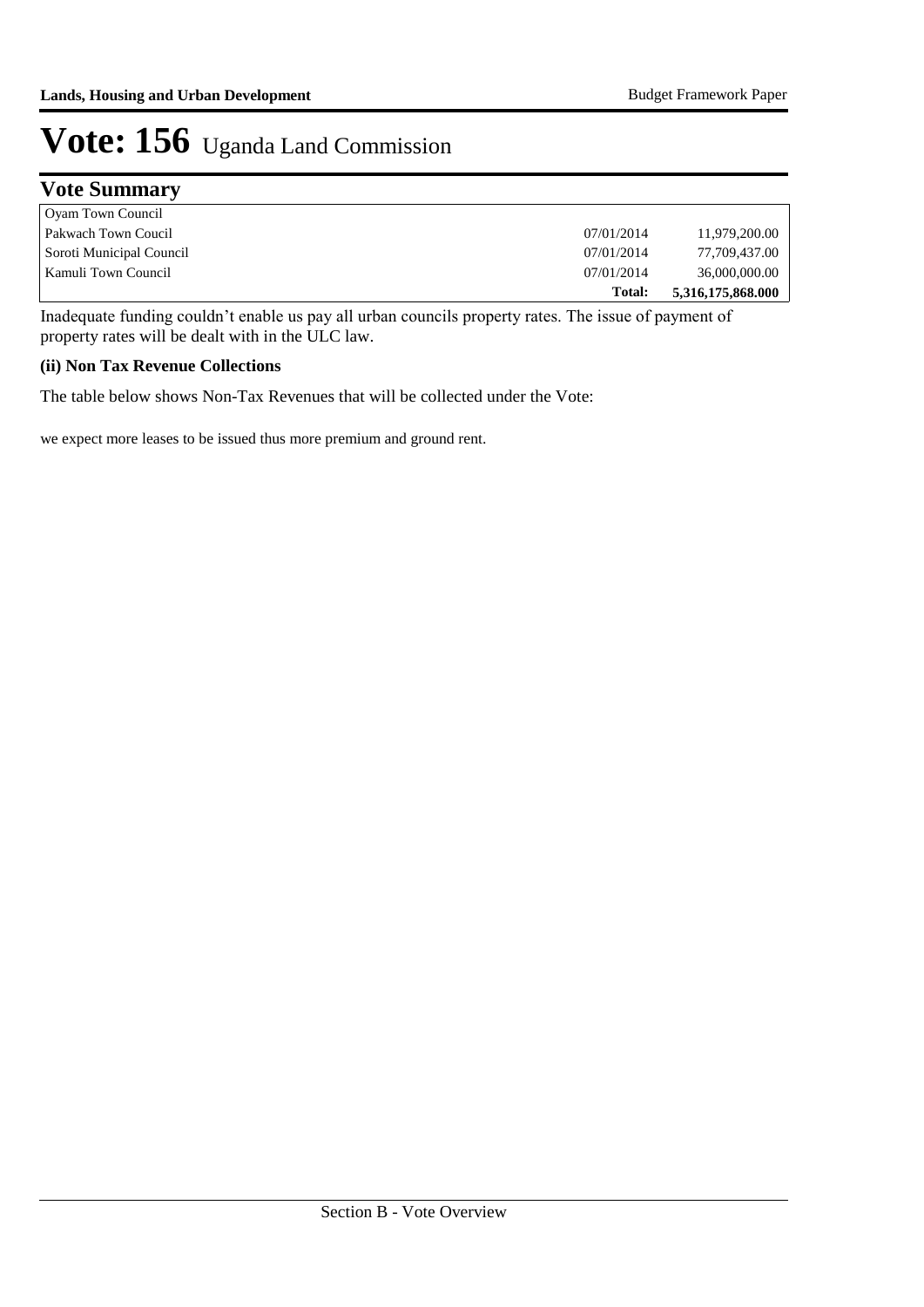# Vote: 156 Uganda Land Commission

## Vote Summary

| | | |
|---|---|---|
| Oyam Town Council | | |
| Pakwach Town Coucil | 07/01/2014 | 11,979,200.00 |
| Soroti Municipal Council | 07/01/2014 | 77,709,437.00 |
| Kamuli Town Council | 07/01/2014 | 36,000,000.00 |
| | **Total:** | **5,316,175,868.000** |

Inadequate funding couldn't enable us pay all urban councils property rates. The issue of payment of property rates will be dealt with in the ULC law.

**(ii) Non Tax Revenue Collections**

The table below shows Non-Tax Revenues that will be collected under the Vote:

we expect more leases to be issued thus more premium and ground rent.